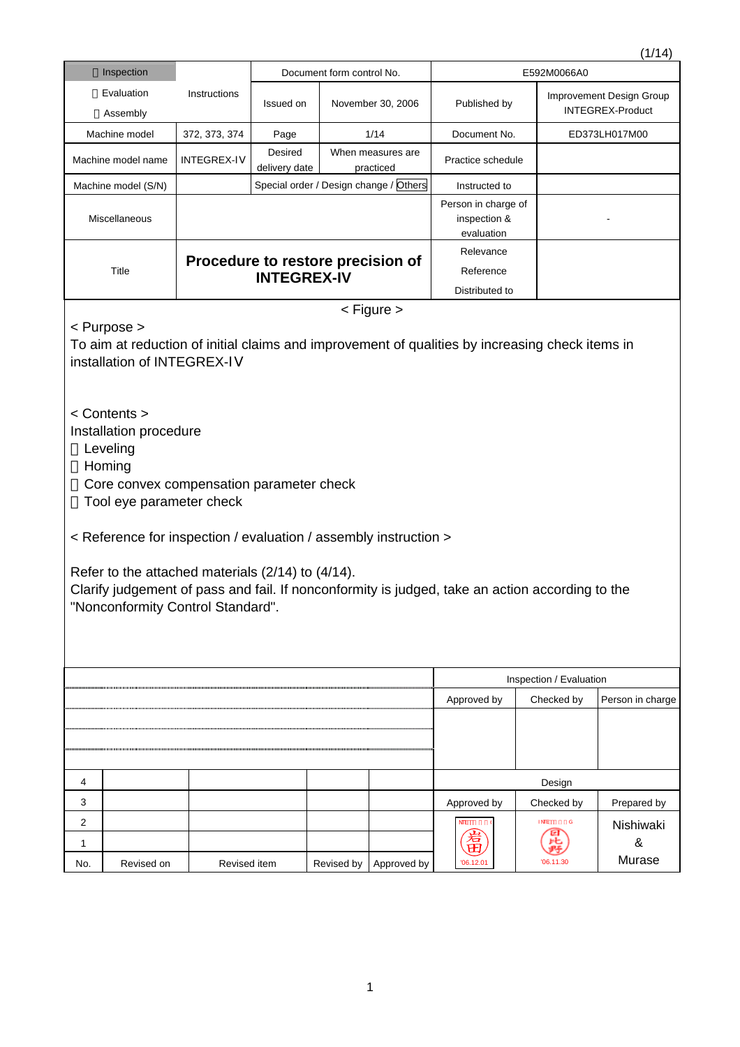| Inspection | Instructions | Document form control No. | | E592M0066A0 | |
|---|---|---|---|---|---|
| Evaluation<br>Assembly | | Issued on | November 30, 2006 | Published by | Improvement Design Group INTEGREX-Product |
| Machine model | 372, 373, 374 | Page | 1/14 | Document No. | ED373LH017M00 |
| Machine model name | INTEGREX-IV | Desired delivery date | When measures are practiced | Practice schedule | |
| Machine model (S/N) | | Special order / Design change / Others | | Instructed to | |
| Miscellaneous | | | | Person in charge of inspection & evaluation | - |
| Title | **Procedure to restore precision of INTEGREX-IV** | | | Relevance<br>Reference<br>Distributed to | |

< Figure >

< Purpose >

To aim at reduction of initial claims and improvement of qualities by increasing check items in installation of INTEGREX-IV

< Contents >

Installation procedure

- Leveling
- Homing
- Core convex compensation parameter check
- Tool eye parameter check

< Reference for inspection / evaluation / assembly instruction >

Refer to the attached materials (2/14) to (4/14).

Clarify judgement of pass and fail. If nonconformity is judged, take an action according to the "Nonconformity Control Standard".

| Inspection / Evaluation | | |
|---|---|---|
| Approved by | Checked by | Person in charge |
| | | |

| No. | Revised on | Revised item | Revised by | Approved by |
|---|---|---|---|---|
| 4 | | | | |
| 3 | | | | |
| 2 | | | | |
| 1 | | | | |

| Design | | |
|---|---|---|
| Approved by | Checked by | Prepared by |
| '06.12.01 | '06.11.30 | Nishiwaki & Murase |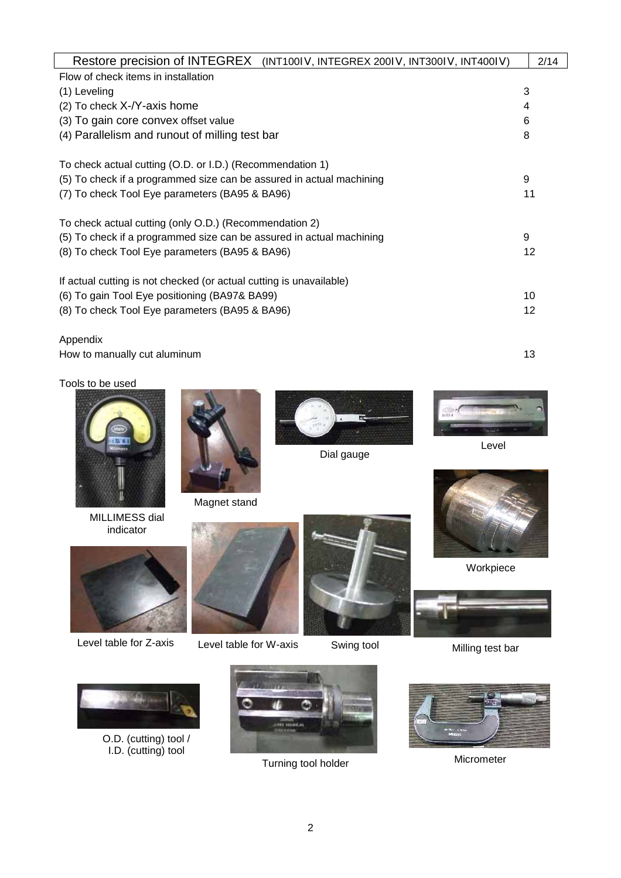# Restore precision of INTEGREX (INT100ⅠV, INTEGREX 200ⅠV, INT300ⅠV, INT400ⅠV)

Flow of check items in installation

| Item | Page |
|---|---|
| (1) Leveling | 3 |
| (2) To check X-/Y-axis home | 4 |
| (3) To gain core convex offset value | 6 |
| (4) Parallelism and runout of milling test bar | 8 |

To check actual cutting (O.D. or I.D.) (Recommendation 1)

| Item | Page |
|---|---|
| (5) To check if a programmed size can be assured in actual machining | 9 |
| (7) To check Tool Eye parameters (BA95 & BA96) | 11 |

To check actual cutting (only O.D.) (Recommendation 2)

| Item | Page |
|---|---|
| (5) To check if a programmed size can be assured in actual machining | 9 |
| (8) To check Tool Eye parameters (BA95 & BA96) | 12 |

If actual cutting is not checked (or actual cutting is unavailable)

| Item | Page |
|---|---|
| (6) To gain Tool Eye positioning (BA97& BA99) | 10 |
| (8) To check Tool Eye parameters (BA95 & BA96) | 12 |

Appendix

| Item | Page |
|---|---|
| How to manually cut aluminum | 13 |

Tools to be used

MILLIMESS dial indicator

Magnet stand

Dial gauge

Level

Workpiece

Level table for Z-axis

Level table for W-axis

Swing tool

Milling test bar

O.D. (cutting) tool / I.D. (cutting) tool

Turning tool holder

Micrometer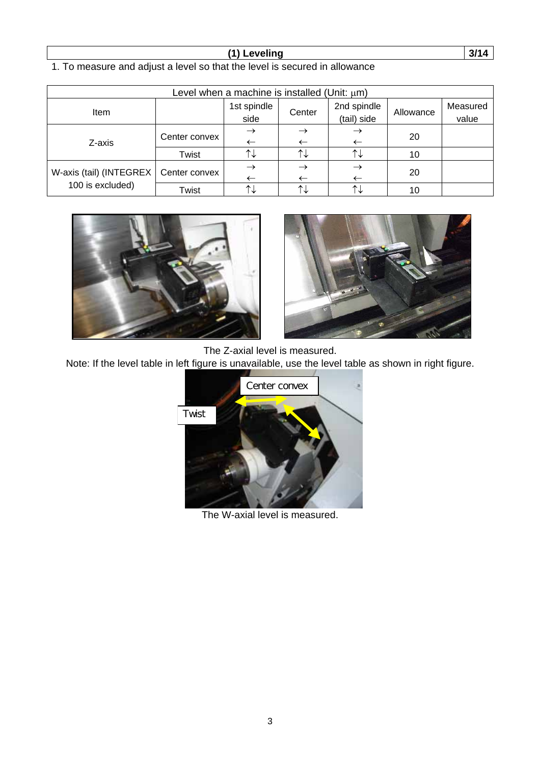## (1) Leveling

1. To measure and adjust a level so that the level is secured in allowance

Level when a machine is installed (Unit: μm)

| Item | | 1st spindle side | Center | 2nd spindle (tail) side | Allowance | Measured value |
|---|---|---|---|---|---|---|
| Z-axis | Center convex | → ← | → ← | → ← | 20 | |
| | Twist | ↑↓ | ↑↓ | ↑↓ | 10 | |
| W-axis (tail) (INTEGREX 100 is excluded) | Center convex | → ← | → ← | → ← | 20 | |
| | Twist | ↑↓ | ↑↓ | ↑↓ | 10 | |

The Z-axial level is measured.

Note: If the level table in left figure is unavailable, use the level table as shown in right figure.

Center convex

Twist

The W-axial level is measured.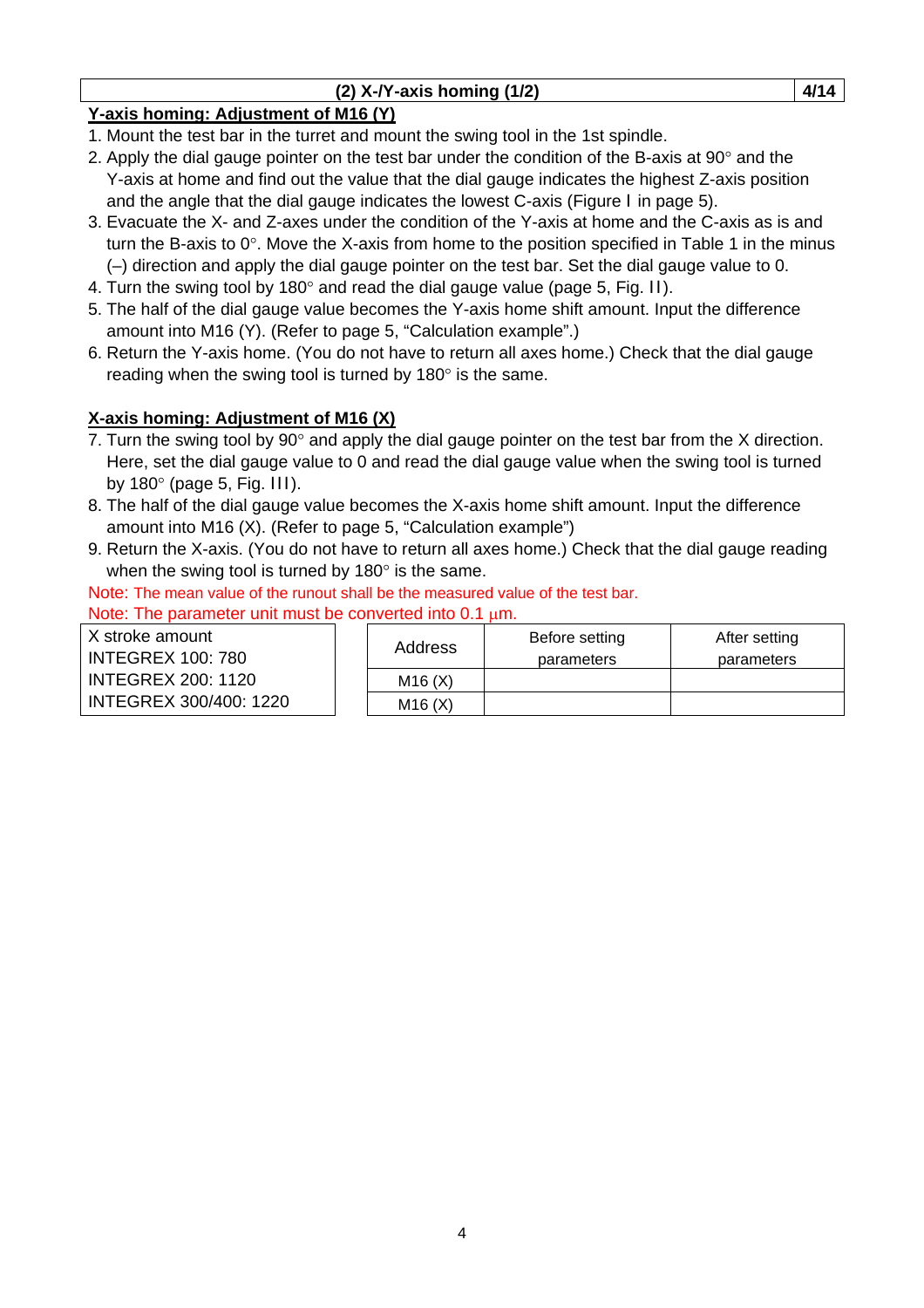## (2) X-/Y-axis homing (1/2)

**Y-axis homing: Adjustment of M16 (Y)**

1. Mount the test bar in the turret and mount the swing tool in the 1st spindle.
2. Apply the dial gauge pointer on the test bar under the condition of the B-axis at 90° and the Y-axis at home and find out the value that the dial gauge indicates the highest Z-axis position and the angle that the dial gauge indicates the lowest C-axis (Figure I in page 5).
3. Evacuate the X- and Z-axes under the condition of the Y-axis at home and the C-axis as is and turn the B-axis to 0°. Move the X-axis from home to the position specified in Table 1 in the minus (–) direction and apply the dial gauge pointer on the test bar. Set the dial gauge value to 0.
4. Turn the swing tool by 180° and read the dial gauge value (page 5, Fig. II).
5. The half of the dial gauge value becomes the Y-axis home shift amount. Input the difference amount into M16 (Y). (Refer to page 5, "Calculation example".)
6. Return the Y-axis home. (You do not have to return all axes home.) Check that the dial gauge reading when the swing tool is turned by 180° is the same.

**X-axis homing: Adjustment of M16 (X)**

7. Turn the swing tool by 90° and apply the dial gauge pointer on the test bar from the X direction. Here, set the dial gauge value to 0 and read the dial gauge value when the swing tool is turned by 180° (page 5, Fig. III).
8. The half of the dial gauge value becomes the X-axis home shift amount. Input the difference amount into M16 (X). (Refer to page 5, "Calculation example")
9. Return the X-axis. (You do not have to return all axes home.) Check that the dial gauge reading when the swing tool is turned by 180° is the same.

Note: The mean value of the runout shall be the measured value of the test bar.

Note: The parameter unit must be converted into 0.1 μm.

| X stroke amount |
|---|
| INTEGREX 100: 780 |
| INTEGREX 200: 1120 |
| INTEGREX 300/400: 1220 |

| Address | Before setting parameters | After setting parameters |
|---|---|---|
| M16 (X) | | |
| M16 (X) | | |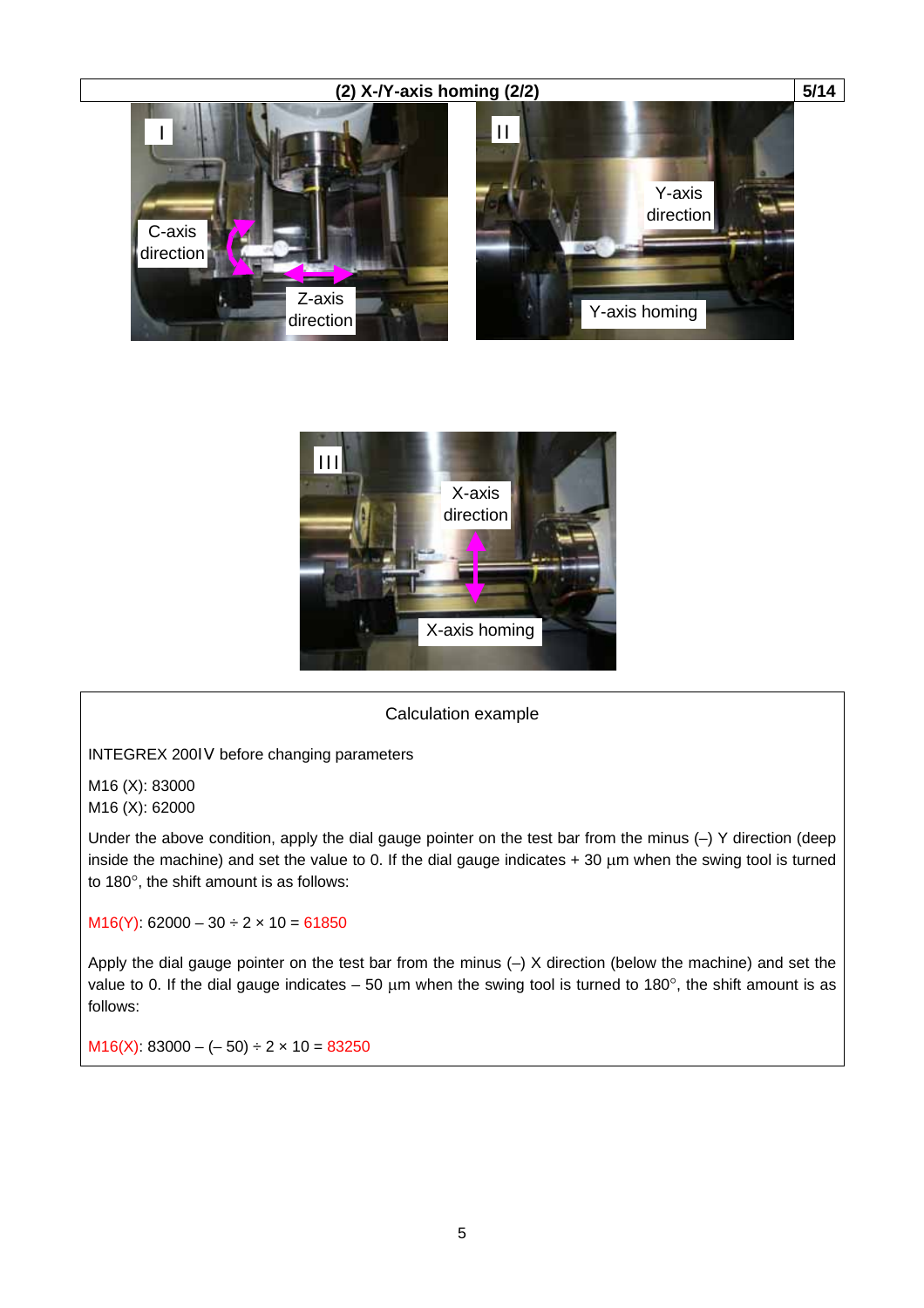## (2) X-/Y-axis homing (2/2)

I

C-axis direction

Z-axis direction

II

Y-axis direction

Y-axis homing

III

X-axis direction

X-axis homing

Calculation example

INTEGREX 200IV before changing parameters

M16 (X): 83000
M16 (X): 62000

Under the above condition, apply the dial gauge pointer on the test bar from the minus (–) Y direction (deep inside the machine) and set the value to 0. If the dial gauge indicates + 30 μm when the swing tool is turned to 180°, the shift amount is as follows:

M16(Y): 62000 – 30 ÷ 2 × 10 = 61850

Apply the dial gauge pointer on the test bar from the minus (–) X direction (below the machine) and set the value to 0. If the dial gauge indicates – 50 μm when the swing tool is turned to 180°, the shift amount is as follows:

M16(X): 83000 – (– 50) ÷ 2 × 10 = 83250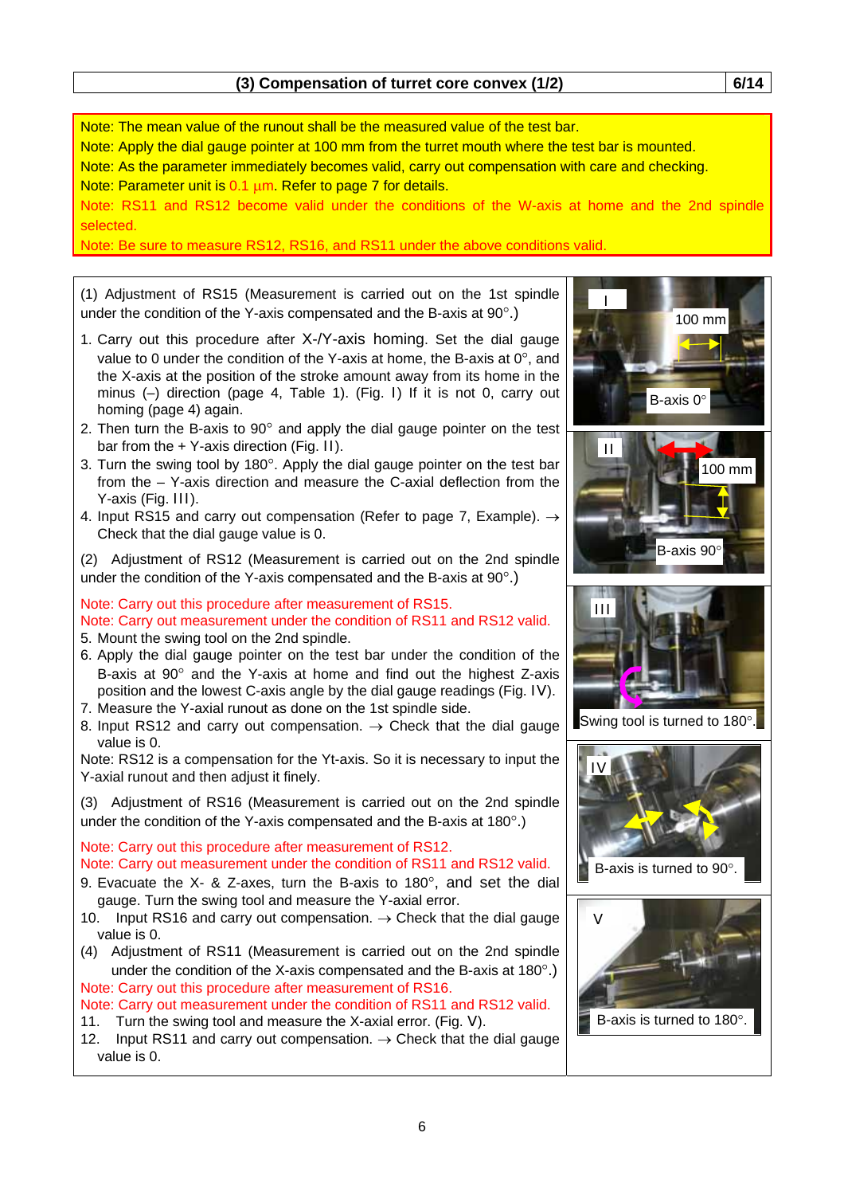# (3) Compensation of turret core convex (1/2)

Note: The mean value of the runout shall be the measured value of the test bar.
Note: Apply the dial gauge pointer at 100 mm from the turret mouth where the test bar is mounted.
Note: As the parameter immediately becomes valid, carry out compensation with care and checking.
Note: Parameter unit is 0.1 µm. Refer to page 7 for details.
Note: RS11 and RS12 become valid under the conditions of the W-axis at home and the 2nd spindle selected.
Note: Be sure to measure RS12, RS16, and RS11 under the above conditions valid.

(1) Adjustment of RS15 (Measurement is carried out on the 1st spindle under the condition of the Y-axis compensated and the B-axis at 90°.)

1. Carry out this procedure after X-/Y-axis homing. Set the dial gauge value to 0 under the condition of the Y-axis at home, the B-axis at 0°, and the X-axis at the position of the stroke amount away from its home in the minus (–) direction (page 4, Table 1). (Fig. I) If it is not 0, carry out homing (page 4) again.
2. Then turn the B-axis to 90° and apply the dial gauge pointer on the test bar from the + Y-axis direction (Fig. II).
3. Turn the swing tool by 180°. Apply the dial gauge pointer on the test bar from the – Y-axis direction and measure the C-axial deflection from the Y-axis (Fig. III).
4. Input RS15 and carry out compensation (Refer to page 7, Example). → Check that the dial gauge value is 0.

(2) Adjustment of RS12 (Measurement is carried out on the 2nd spindle under the condition of the Y-axis compensated and the B-axis at 90°.)

Note: Carry out this procedure after measurement of RS15.
Note: Carry out measurement under the condition of RS11 and RS12 valid.

5. Mount the swing tool on the 2nd spindle.
6. Apply the dial gauge pointer on the test bar under the condition of the B-axis at 90° and the Y-axis at home and find out the highest Z-axis position and the lowest C-axis angle by the dial gauge readings (Fig. IV).
7. Measure the Y-axial runout as done on the 1st spindle side.
8. Input RS12 and carry out compensation. → Check that the dial gauge value is 0.

Note: RS12 is a compensation for the Yt-axis. So it is necessary to input the Y-axial runout and then adjust it finely.

(3) Adjustment of RS16 (Measurement is carried out on the 2nd spindle under the condition of the Y-axis compensated and the B-axis at 180°.)

Note: Carry out this procedure after measurement of RS12.
Note: Carry out measurement under the condition of RS11 and RS12 valid.

9. Evacuate the X- & Z-axes, turn the B-axis to 180°, and set the dial gauge. Turn the swing tool and measure the Y-axial error.
10. Input RS16 and carry out compensation. → Check that the dial gauge value is 0.

(4) Adjustment of RS11 (Measurement is carried out on the 2nd spindle under the condition of the X-axis compensated and the B-axis at 180°.)

Note: Carry out this procedure after measurement of RS16.
Note: Carry out measurement under the condition of RS11 and RS12 valid.

11. Turn the swing tool and measure the X-axial error. (Fig. V).
12. Input RS11 and carry out compensation. → Check that the dial gauge value is 0.

I — 100 mm — B-axis 0°

II — 100 mm — B-axis 90°

III — Swing tool is turned to 180°.

IV — B-axis is turned to 90°.

V — B-axis is turned to 180°.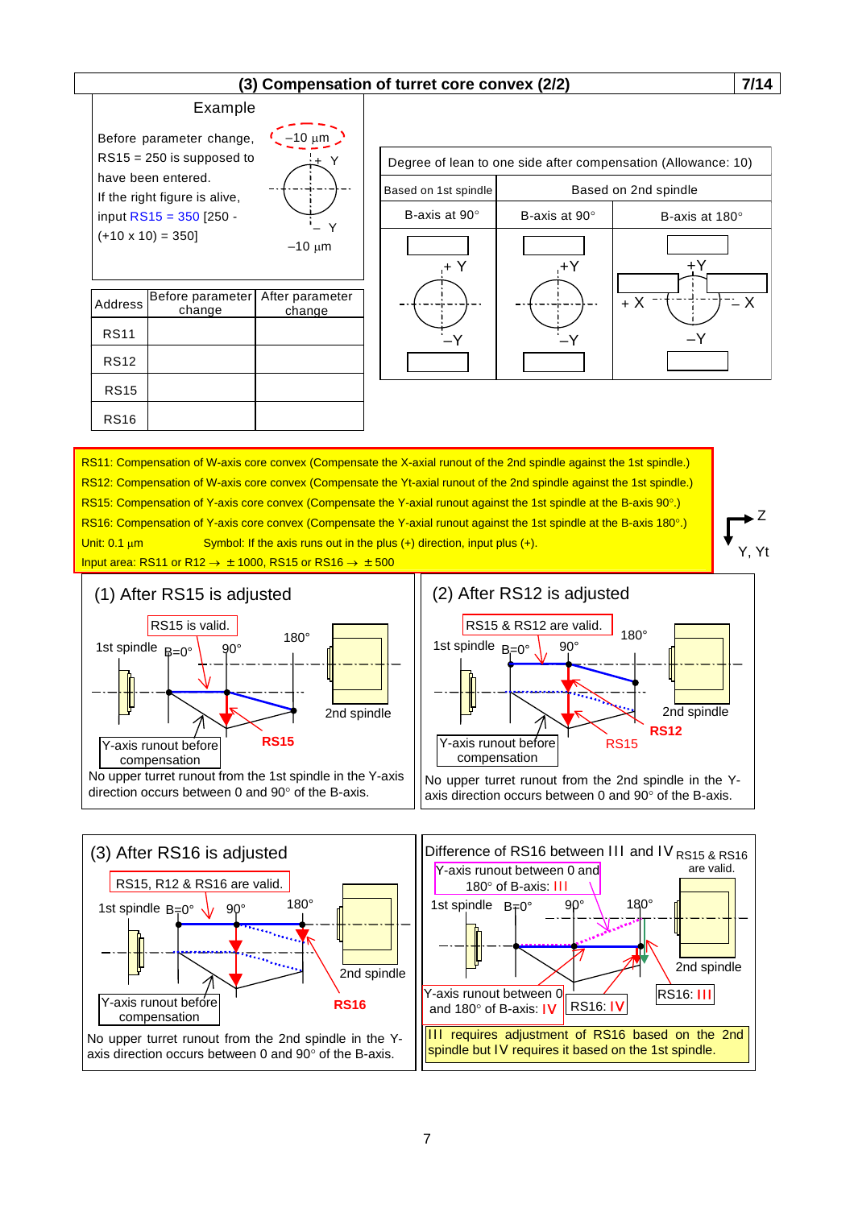# (3) Compensation of turret core convex (2/2)

## Example

Before parameter change, RS15 = 250 is supposed to have been entered.
If the right figure is alive, input RS15 = 350 [250 - (+10 x 10) = 350]

−10 μm
+ Y
− Y
−10 μm

| Address | Before parameter change | After parameter change |
|---|---|---|
| RS11 | | |
| RS12 | | |
| RS15 | | |
| RS16 | | |

Degree of lean to one side after compensation (Allowance: 10)

| Based on 1st spindle | Based on 2nd spindle | |
|---|---|---|
| B-axis at 90° | B-axis at 90° | B-axis at 180° |

RS11: Compensation of W-axis core convex (Compensate the X-axial runout of the 2nd spindle against the 1st spindle.)
RS12: Compensation of W-axis core convex (Compensate the Yt-axial runout of the 2nd spindle against the 1st spindle.)
RS15: Compensation of Y-axis core convex (Compensate the Y-axial runout against the 1st spindle at the B-axis 90°.)
RS16: Compensation of Y-axis core convex (Compensate the Y-axial runout against the 1st spindle at the B-axis 180°.)
Unit: 0.1 μm Symbol: If the axis runs out in the plus (+) direction, input plus (+).
Input area: RS11 or RS12 → ± 1000, RS15 or RS16 → ± 500

Z
Y, Yt

### (1) After RS15 is adjusted

RS15 is valid.
1st spindle B=0° 90° 180° 2nd spindle
Y-axis runout before compensation
RS15

No upper turret runout from the 1st spindle in the Y-axis direction occurs between 0 and 90° of the B-axis.

### (2) After RS12 is adjusted

RS15 & RS12 are valid.
1st spindle B=0° 90° 180° 2nd spindle
Y-axis runout before compensation
RS15 RS12

No upper turret runout from the 2nd spindle in the Y-axis direction occurs between 0 and 90° of the B-axis.

### (3) After RS16 is adjusted

RS15, R12 & RS16 are valid.
1st spindle B=0° 90° 180° 2nd spindle
Y-axis runout before compensation
RS16

No upper turret runout from the 2nd spindle in the Y-axis direction occurs between 0 and 90° of the B-axis.

### Difference of RS16 between III and IV

RS15 & RS16 are valid.
Y-axis runout between 0 and 180° of B-axis: III
1st spindle B=0° 90° 180° 2nd spindle
Y-axis runout between 0 and 180° of B-axis: IV
RS16: IV
RS16: III

III requires adjustment of RS16 based on the 2nd spindle but IV requires it based on the 1st spindle.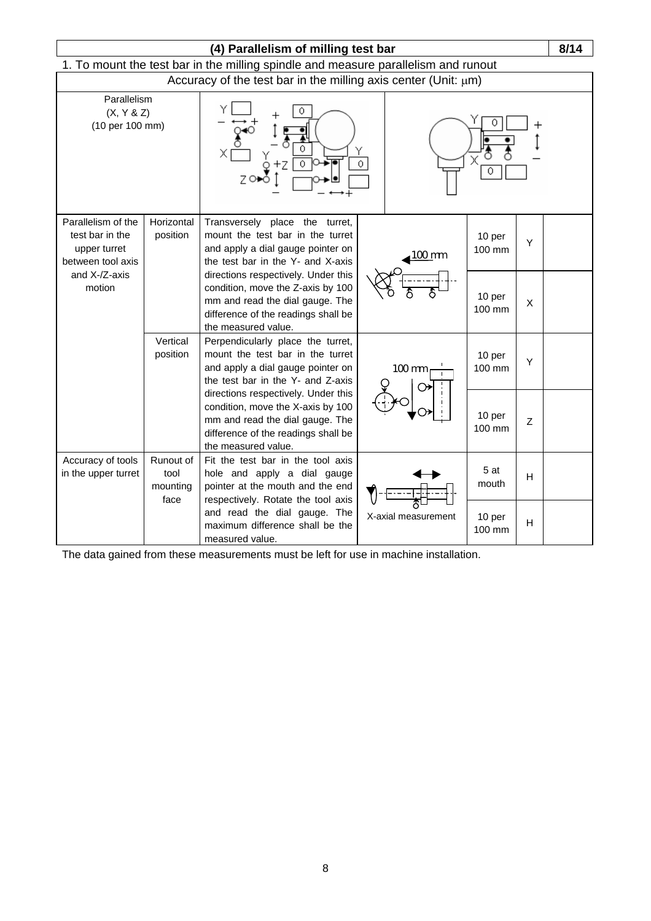## (4) Parallelism of milling test bar

1. To mount the test bar in the milling spindle and measure parallelism and runout

Accuracy of the test bar in the milling axis center (Unit: μm)

| | | | | | | |
|---|---|---|---|---|---|---|
| Parallelism (X, Y & Z) (10 per 100 mm) | | | | | | |
| Parallelism of the test bar in the upper turret between tool axis and X-/Z-axis motion | Horizontal position | Transversely place the turret, mount the test bar in the turret and apply a dial gauge pointer on the test bar in the Y- and X-axis directions respectively. Under this condition, move the Z-axis by 100 mm and read the dial gauge. The difference of the readings shall be the measured value. | 100 mm | 10 per 100 mm | Y | |
| | | | | 10 per 100 mm | X | |
| | Vertical position | Perpendicularly place the turret, mount the test bar in the turret and apply a dial gauge pointer on the test bar in the Y- and Z-axis directions respectively. Under this condition, move the X-axis by 100 mm and read the dial gauge. The difference of the readings shall be the measured value. | 100 mm | 10 per 100 mm | Y | |
| | | | | 10 per 100 mm | Z | |
| Accuracy of tools in the upper turret | Runout of tool mounting face | Fit the test bar in the tool axis hole and apply a dial gauge pointer at the mouth and the end respectively. Rotate the tool axis and read the dial gauge. The maximum difference shall be the measured value. | X-axial measurement | 5 at mouth | H | |
| | | | | 10 per 100 mm | H | |

The data gained from these measurements must be left for use in machine installation.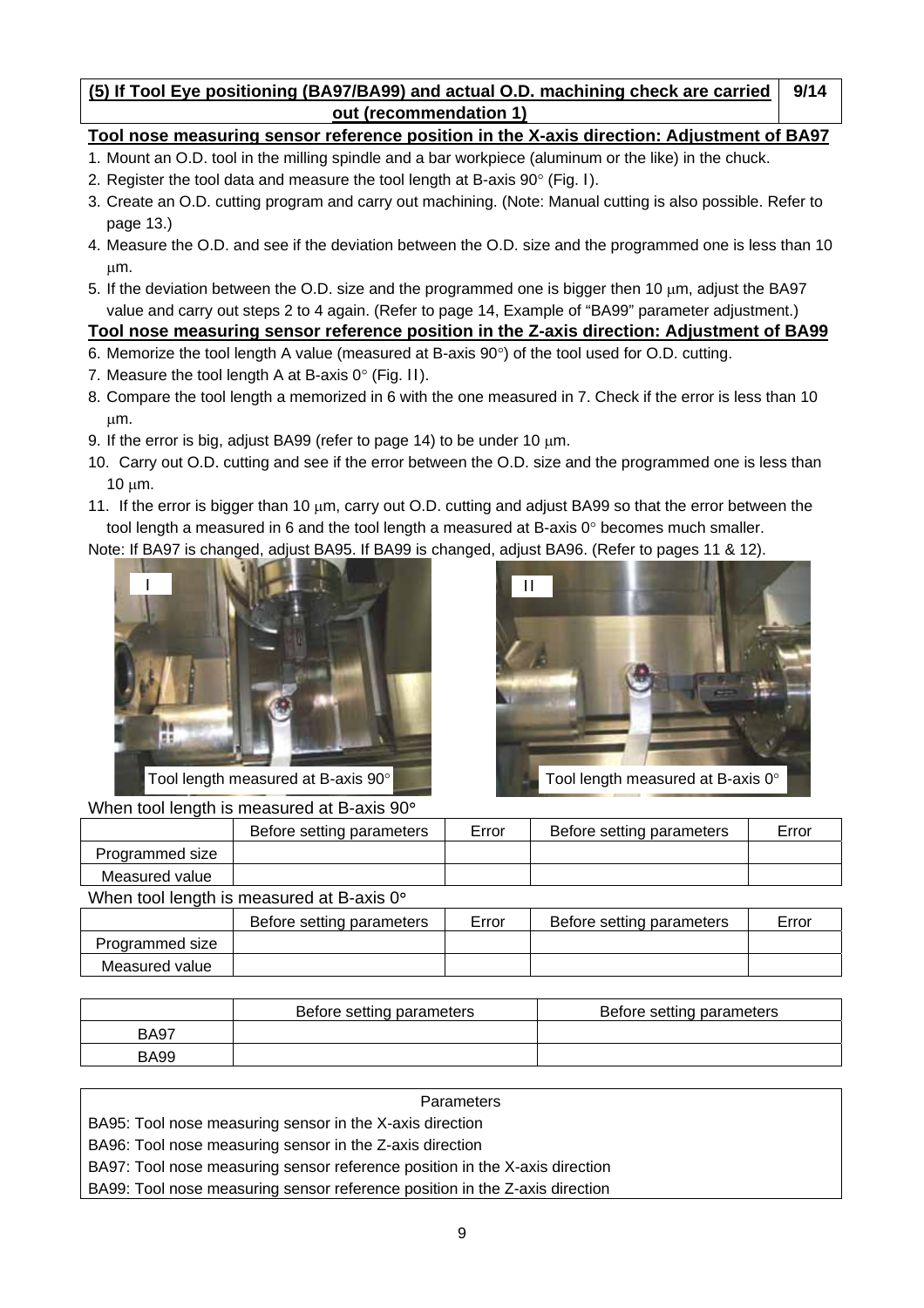## (5) If Tool Eye positioning (BA97/BA99) and actual O.D. machining check are carried out (recommendation 1)

### Tool nose measuring sensor reference position in the X-axis direction: Adjustment of BA97

1. Mount an O.D. tool in the milling spindle and a bar workpiece (aluminum or the like) in the chuck.
2. Register the tool data and measure the tool length at B-axis 90° (Fig. I).
3. Create an O.D. cutting program and carry out machining. (Note: Manual cutting is also possible. Refer to page 13.)
4. Measure the O.D. and see if the deviation between the O.D. size and the programmed one is less than 10 μm.
5. If the deviation between the O.D. size and the programmed one is bigger then 10 μm, adjust the BA97 value and carry out steps 2 to 4 again. (Refer to page 14, Example of "BA99" parameter adjustment.)

### Tool nose measuring sensor reference position in the Z-axis direction: Adjustment of BA99

6. Memorize the tool length A value (measured at B-axis 90°) of the tool used for O.D. cutting.
7. Measure the tool length A at B-axis 0° (Fig. II).
8. Compare the tool length a memorized in 6 with the one measured in 7. Check if the error is less than 10 μm.
9. If the error is big, adjust BA99 (refer to page 14) to be under 10 μm.
10. Carry out O.D. cutting and see if the error between the O.D. size and the programmed one is less than 10 μm.
11. If the error is bigger than 10 μm, carry out O.D. cutting and adjust BA99 so that the error between the tool length a measured in 6 and the tool length a measured at B-axis 0° becomes much smaller.

Note: If BA97 is changed, adjust BA95. If BA99 is changed, adjust BA96. (Refer to pages 11 & 12).

I Tool length measured at B-axis 90°

II Tool length measured at B-axis 0°

When tool length is measured at B-axis 90°

| | Before setting parameters | Error | Before setting parameters | Error |
|---|---|---|---|---|
| Programmed size | | | | |
| Measured value | | | | |

When tool length is measured at B-axis 0°

| | Before setting parameters | Error | Before setting parameters | Error |
|---|---|---|---|---|
| Programmed size | | | | |
| Measured value | | | | |

| | Before setting parameters | Before setting parameters |
|---|---|---|
| BA97 | | |
| BA99 | | |

| Parameters |
|---|
| BA95: Tool nose measuring sensor in the X-axis direction |
| BA96: Tool nose measuring sensor in the Z-axis direction |
| BA97: Tool nose measuring sensor reference position in the X-axis direction |
| BA99: Tool nose measuring sensor reference position in the Z-axis direction |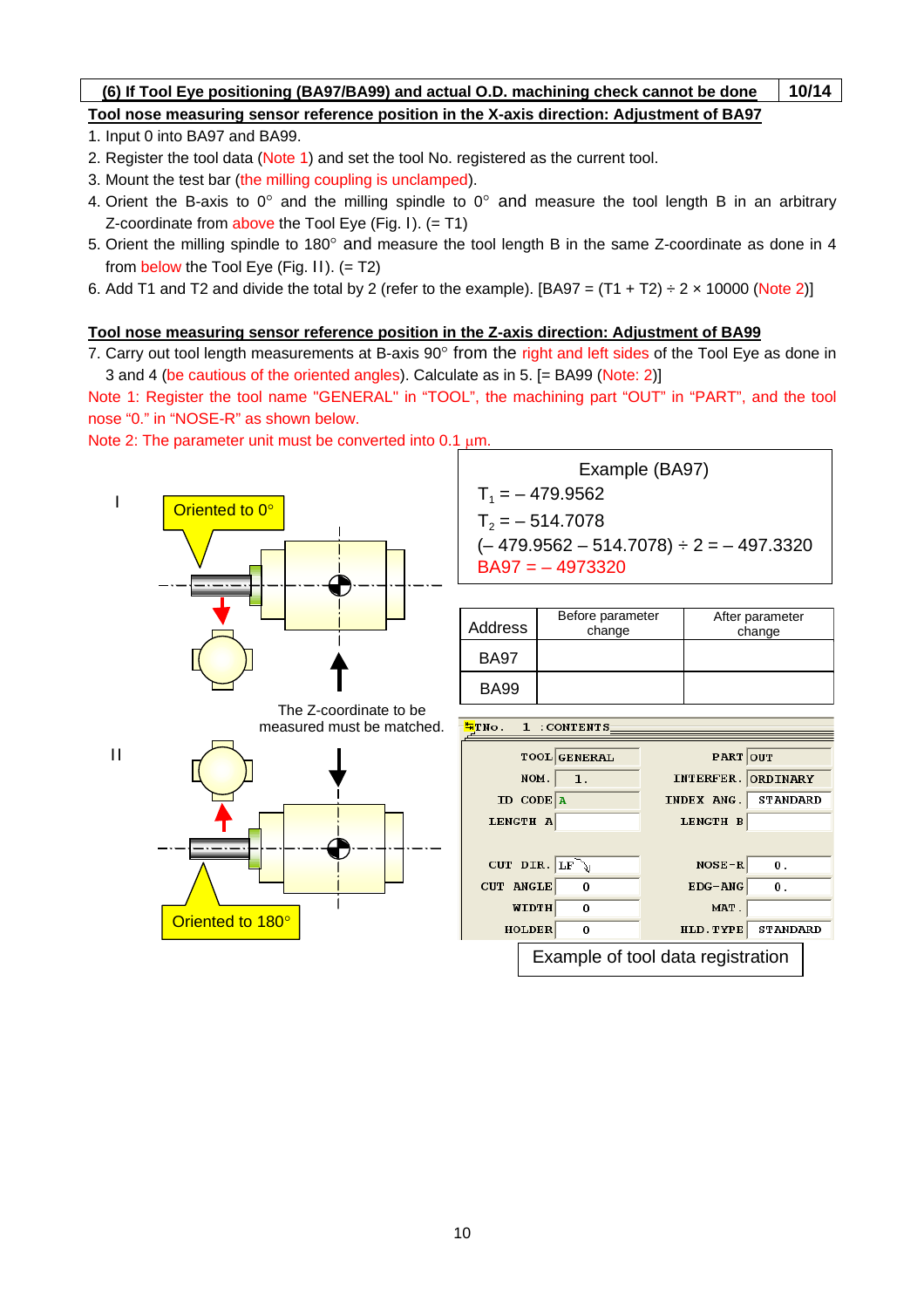## (6) If Tool Eye positioning (BA97/BA99) and actual O.D. machining check cannot be done

### Tool nose measuring sensor reference position in the X-axis direction: Adjustment of BA97

1. Input 0 into BA97 and BA99.
2. Register the tool data (Note 1) and set the tool No. registered as the current tool.
3. Mount the test bar (the milling coupling is unclamped).
4. Orient the B-axis to 0° and the milling spindle to 0° and measure the tool length B in an arbitrary Z-coordinate from above the Tool Eye (Fig. I). (= T1)
5. Orient the milling spindle to 180° and measure the tool length B in the same Z-coordinate as done in 4 from below the Tool Eye (Fig. II). (= T2)
6. Add T1 and T2 and divide the total by 2 (refer to the example). [BA97 = (T1 + T2) ÷ 2 × 10000 (Note 2)]

### Tool nose measuring sensor reference position in the Z-axis direction: Adjustment of BA99

7. Carry out tool length measurements at B-axis 90° from the right and left sides of the Tool Eye as done in 3 and 4 (be cautious of the oriented angles). Calculate as in 5. [= BA99 (Note: 2)]

Note 1: Register the tool name "GENERAL" in "TOOL", the machining part "OUT" in "PART", and the tool nose "0." in "NOSE-R" as shown below.

Note 2: The parameter unit must be converted into 0.1 μm.

I — Oriented to 0°

The Z-coordinate to be measured must be matched.

II — Oriented to 180°

**Example (BA97)**

$T_1$ = – 479.9562

$T_2$ = – 514.7078

(– 479.9562 – 514.7078) ÷ 2 = – 497.3320

BA97 = – 4973320

| Address | Before parameter change | After parameter change |
|---|---|---|
| BA97 | | |
| BA99 | | |

TNo. 1 : CONTENTS

| | | | |
|---|---|---|---|
| TOOL | GENERAL | PART | OUT |
| NOM. | 1. | INTERFER. | ORDINARY |
| ID CODE | A | INDEX ANG. | STANDARD |
| LENGTH A | | LENGTH B | |
| CUT DIR. | LF | NOSE-R | 0. |
| CUT ANGLE | 0 | EDG-ANG | 0. |
| WIDTH | 0 | MAT. | |
| HOLDER | 0 | HLD.TYPE | STANDARD |

Example of tool data registration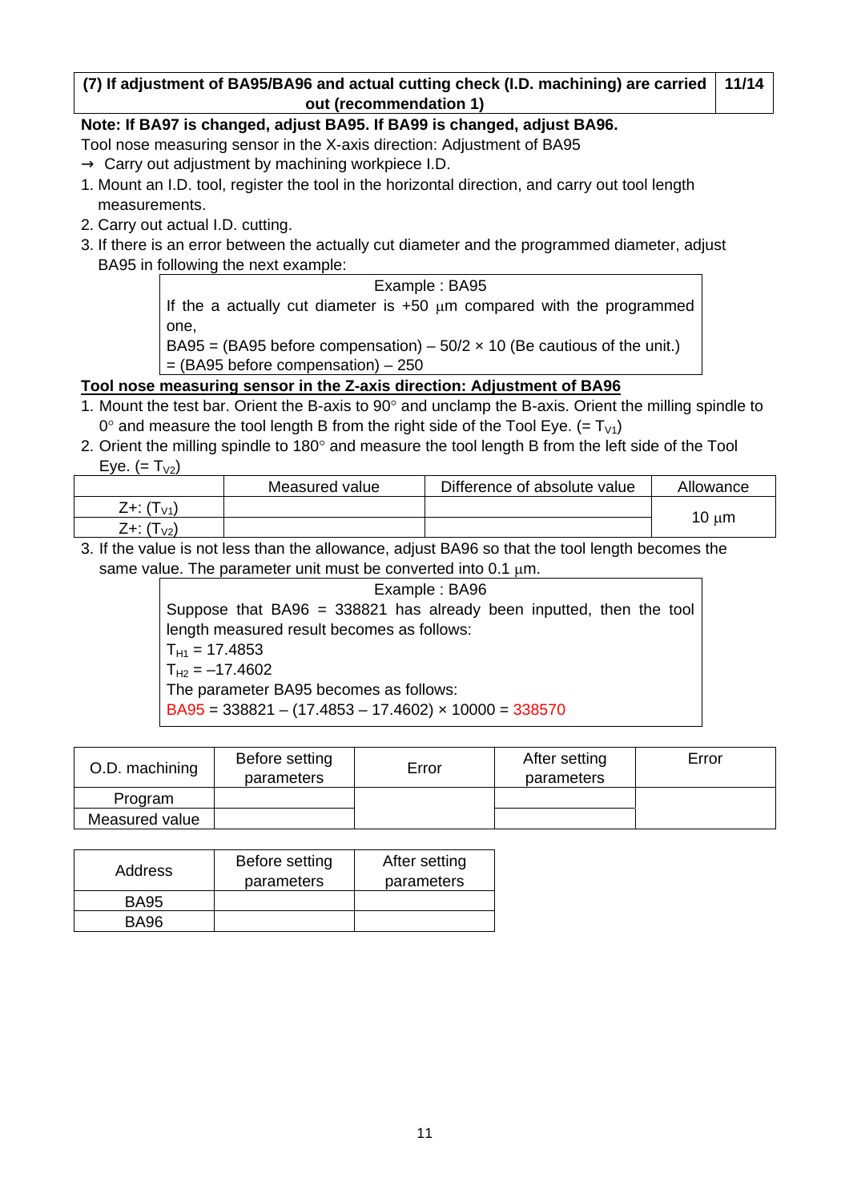| (7) If adjustment of BA95/BA96 and actual cutting check (I.D. machining) are carried out (recommendation 1) | 11/14 |
|---|---|

**Note: If BA97 is changed, adjust BA95. If BA99 is changed, adjust BA96.**

Tool nose measuring sensor in the X-axis direction: Adjustment of BA95

→ Carry out adjustment by machining workpiece I.D.

1. Mount an I.D. tool, register the tool in the horizontal direction, and carry out tool length measurements.
2. Carry out actual I.D. cutting.
3. If there is an error between the actually cut diameter and the programmed diameter, adjust BA95 in following the next example:

> Example : BA95
>
> If the a actually cut diameter is +50 μm compared with the programmed one,
>
> BA95 = (BA95 before compensation) – 50/2 × 10 (Be cautious of the unit.)
>
> = (BA95 before compensation) – 250

**<u>Tool nose measuring sensor in the Z-axis direction: Adjustment of BA96</u>**

1. Mount the test bar. Orient the B-axis to 90° and unclamp the B-axis. Orient the milling spindle to 0° and measure the tool length B from the right side of the Tool Eye. (= $T_{V1}$)
2. Orient the milling spindle to 180° and measure the tool length B from the left side of the Tool Eye. (= $T_{V2}$)

| | Measured value | Difference of absolute value | Allowance |
|---|---|---|---|
| Z+: ($T_{V1}$) | | | 10 μm |
| Z+: ($T_{V2}$) | | | |

3. If the value is not less than the allowance, adjust BA96 so that the tool length becomes the same value. The parameter unit must be converted into 0.1 μm.

> Example : BA96
>
> Suppose that BA96 = 338821 has already been inputted, then the tool length measured result becomes as follows:
>
> $T_{H1}$ = 17.4853
>
> $T_{H2}$ = –17.4602
>
> The parameter BA95 becomes as follows:
>
> BA95 = 338821 – (17.4853 – 17.4602) × 10000 = 338570

| O.D. machining | Before setting parameters | Error | After setting parameters | Error |
|---|---|---|---|---|
| Program | | | | |
| Measured value | | | | |

| Address | Before setting parameters | After setting parameters |
|---|---|---|
| BA95 | | |
| BA96 | | |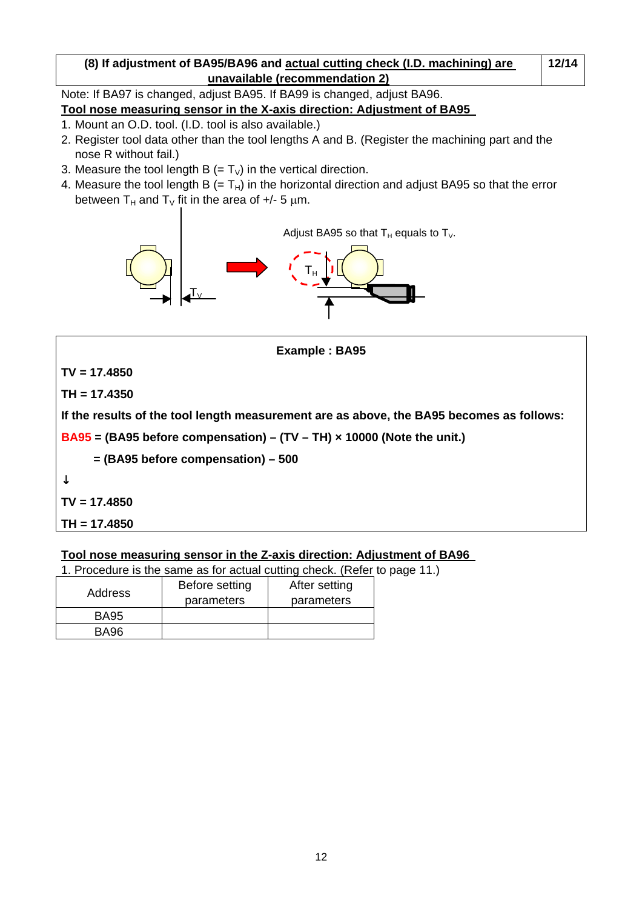## (8) If adjustment of BA95/BA96 and actual cutting check (I.D. machining) are unavailable (recommendation 2)

Note: If BA97 is changed, adjust BA95. If BA99 is changed, adjust BA96.

**Tool nose measuring sensor in the X-axis direction: Adjustment of BA95**

1. Mount an O.D. tool. (I.D. tool is also available.)
2. Register tool data other than the tool lengths A and B. (Register the machining part and the nose R without fail.)
3. Measure the tool length B (= $T_V$) in the vertical direction.
4. Measure the tool length B (= $T_H$) in the horizontal direction and adjust BA95 so that the error between $T_H$ and $T_V$ fit in the area of +/- 5 μm.

Adjust BA95 so that $T_H$ equals to $T_V$.

**Example : BA95**

**TV = 17.4850**

**TH = 17.4350**

**If the results of the tool length measurement are as above, the BA95 becomes as follows:**

**BA95 = (BA95 before compensation) – (TV – TH) × 10000 (Note the unit.)**

**= (BA95 before compensation) – 500**

**↓**

**TV = 17.4850**

**TH = 17.4850**

**Tool nose measuring sensor in the Z-axis direction: Adjustment of BA96**

1. Procedure is the same as for actual cutting check. (Refer to page 11.)

| Address | Before setting parameters | After setting parameters |
| --- | --- | --- |
| BA95 | | |
| BA96 | | |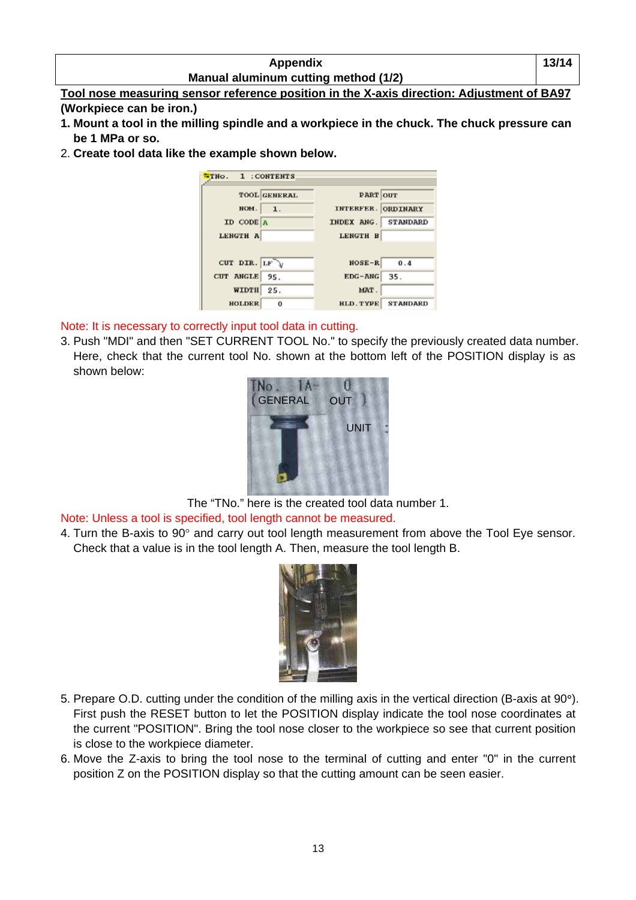| Appendix Manual aluminum cutting method (1/2) |
|---|

**Tool nose measuring sensor reference position in the X-axis direction: Adjustment of BA97**

**(Workpiece can be iron.)**

1. **Mount a tool in the milling spindle and a workpiece in the chuck. The chuck pressure can be 1 MPa or so.**
2. **Create tool data like the example shown below.**

| TNo. 1 : CONTENTS | | | |
|---|---|---|---|
| TOOL | GENERAL | PART | OUT |
| NOM. | 1. | INTERFER. | ORDINARY |
| ID CODE | A | INDEX ANG. | STANDARD |
| LENGTH A | | LENGTH B | |
| CUT DIR. | LF | NOSE-R | 0.4 |
| CUT ANGLE | 95. | EDG-ANG | 35. |
| WIDTH | 25. | MAT. | |
| HOLDER | 0 | HLD.TYPE | STANDARD |

Note: It is necessary to correctly input tool data in cutting.

3. Push "MDI" and then "SET CURRENT TOOL No." to specify the previously created data number. Here, check that the current tool No. shown at the bottom left of the POSITION display is as shown below:

TNo. 1A- 0 (GENERAL OUT) UNIT

The "TNo." here is the created tool data number 1.

Note: Unless a tool is specified, tool length cannot be measured.

4. Turn the B-axis to 90° and carry out tool length measurement from above the Tool Eye sensor. Check that a value is in the tool length A. Then, measure the tool length B.

5. Prepare O.D. cutting under the condition of the milling axis in the vertical direction (B-axis at 90°). First push the RESET button to let the POSITION display indicate the tool nose coordinates at the current "POSITION". Bring the tool nose closer to the workpiece so see that current position is close to the workpiece diameter.
6. Move the Z-axis to bring the tool nose to the terminal of cutting and enter "0" in the current position Z on the POSITION display so that the cutting amount can be seen easier.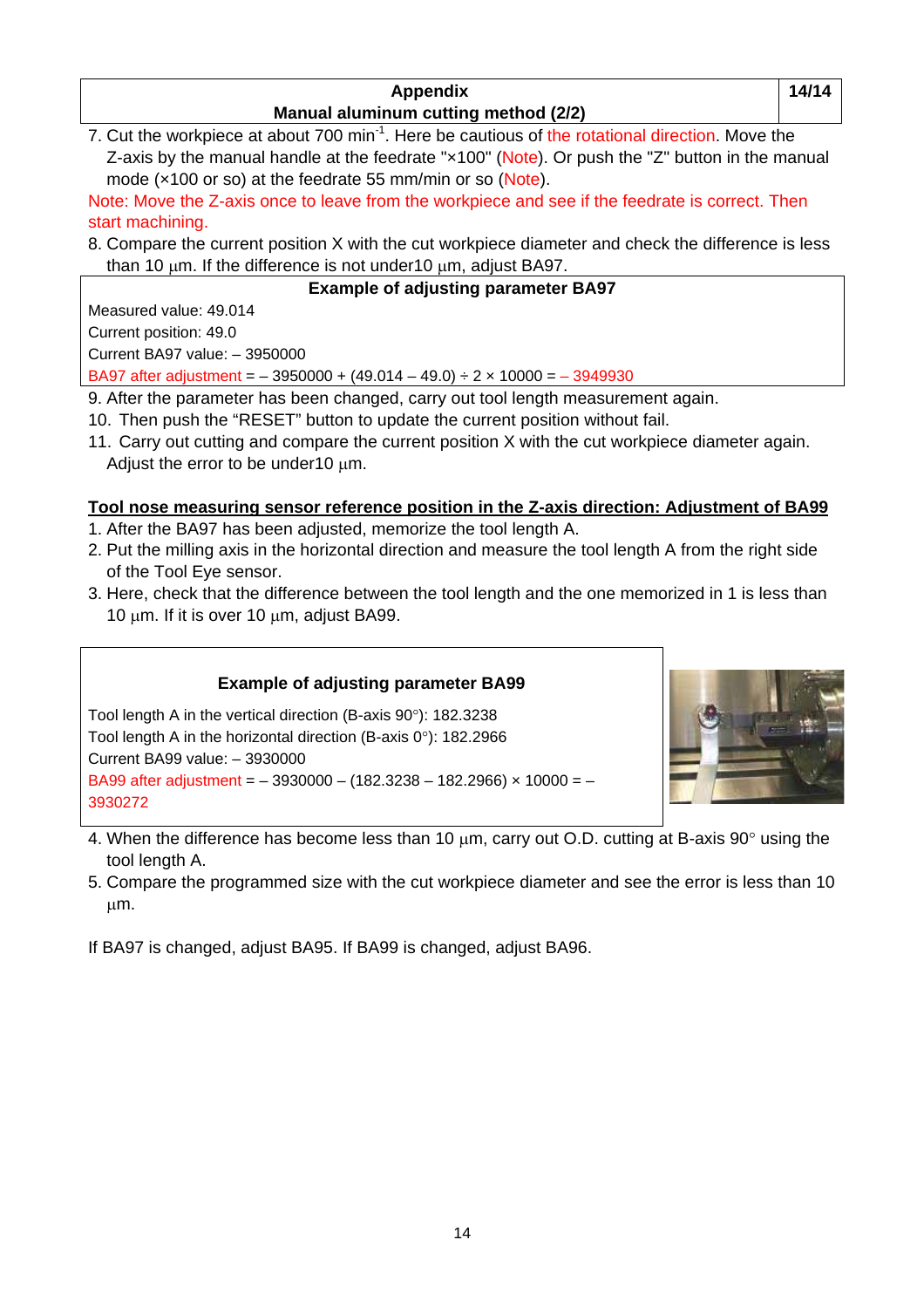## Appendix
## Manual aluminum cutting method (2/2)

7. Cut the workpiece at about 700 $min^{-1}$. Here be cautious of the rotational direction. Move the Z-axis by the manual handle at the feedrate "×100" (Note). Or push the "Z" button in the manual mode (×100 or so) at the feedrate 55 mm/min or so (Note).

Note: Move the Z-axis once to leave from the workpiece and see if the feedrate is correct. Then start machining.

8. Compare the current position X with the cut workpiece diameter and check the difference is less than 10 µm. If the difference is not under10 µm, adjust BA97.

**Example of adjusting parameter BA97**

Measured value: 49.014
Current position: 49.0
Current BA97 value: – 3950000
BA97 after adjustment = – 3950000 + (49.014 – 49.0) ÷ 2 × 10000 = – 3949930

9. After the parameter has been changed, carry out tool length measurement again.
10. Then push the "RESET" button to update the current position without fail.
11. Carry out cutting and compare the current position X with the cut workpiece diameter again. Adjust the error to be under10 µm.

**Tool nose measuring sensor reference position in the Z-axis direction: Adjustment of BA99**

1. After the BA97 has been adjusted, memorize the tool length A.
2. Put the milling axis in the horizontal direction and measure the tool length A from the right side of the Tool Eye sensor.
3. Here, check that the difference between the tool length and the one memorized in 1 is less than 10 µm. If it is over 10 µm, adjust BA99.

**Example of adjusting parameter BA99**

Tool length A in the vertical direction (B-axis 90°): 182.3238
Tool length A in the horizontal direction (B-axis 0°): 182.2966
Current BA99 value: – 3930000
BA99 after adjustment = – 3930000 – (182.3238 – 182.2966) × 10000 = – 3930272

4. When the difference has become less than 10 µm, carry out O.D. cutting at B-axis 90° using the tool length A.
5. Compare the programmed size with the cut workpiece diameter and see the error is less than 10 µm.

If BA97 is changed, adjust BA95. If BA99 is changed, adjust BA96.